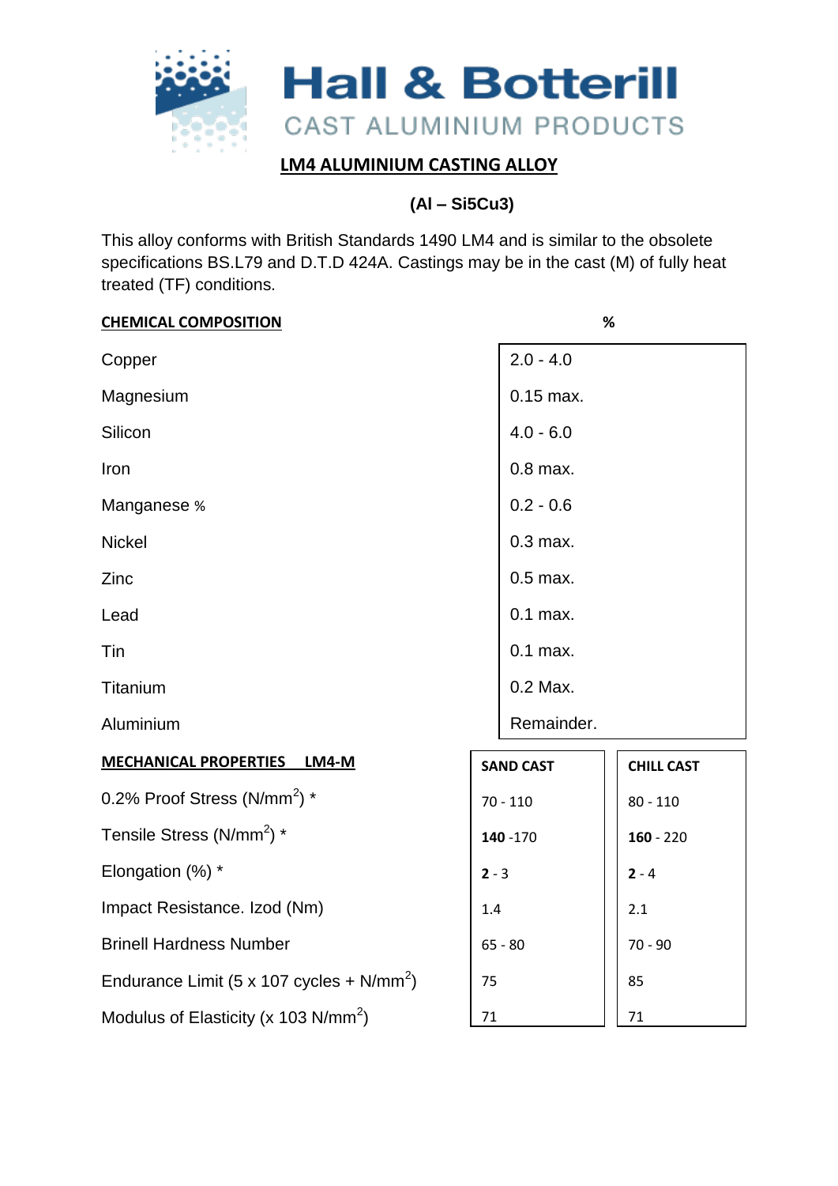# Hall & Botterill

CAST ALUMINIUM PRODUCTS

## LM4 ALUMINIUM CASTING ALLOY

**(Al – Si5Cu3)**

This alloy conforms with British Standards 1490 LM4 and is similar to the obsolete specifications BS.L79 and D.T.D 424A. Castings may be in the cast (M) of fully heat treated (TF) conditions.

| **CHEMICAL COMPOSITION** | **%** |
|---|---|
| Copper | 2.0 - 4.0 |
| Magnesium | 0.15 max. |
| Silicon | 4.0 - 6.0 |
| Iron | 0.8 max. |
| Manganese % | 0.2 - 0.6 |
| Nickel | 0.3 max. |
| Zinc | 0.5 max. |
| Lead | 0.1 max. |
| Tin | 0.1 max. |
| Titanium | 0.2 Max. |
| Aluminium | Remainder. |

| **MECHANICAL PROPERTIES LM4-M** | **SAND CAST** | **CHILL CAST** |
|---|---|---|
| 0.2% Proof Stress (N/mm$^2$) * | 70 - 110 | 80 - 110 |
| Tensile Stress (N/mm$^2$) * | **140** -170 | **160** - 220 |
| Elongation (%) * | **2** - 3 | **2** - 4 |
| Impact Resistance. Izod (Nm) | 1.4 | 2.1 |
| Brinell Hardness Number | 65 - 80 | 70 - 90 |
| Endurance Limit (5 x 107 cycles + N/mm$^2$) | 75 | 85 |
| Modulus of Elasticity (x 103 N/mm$^2$) | 71 | 71 |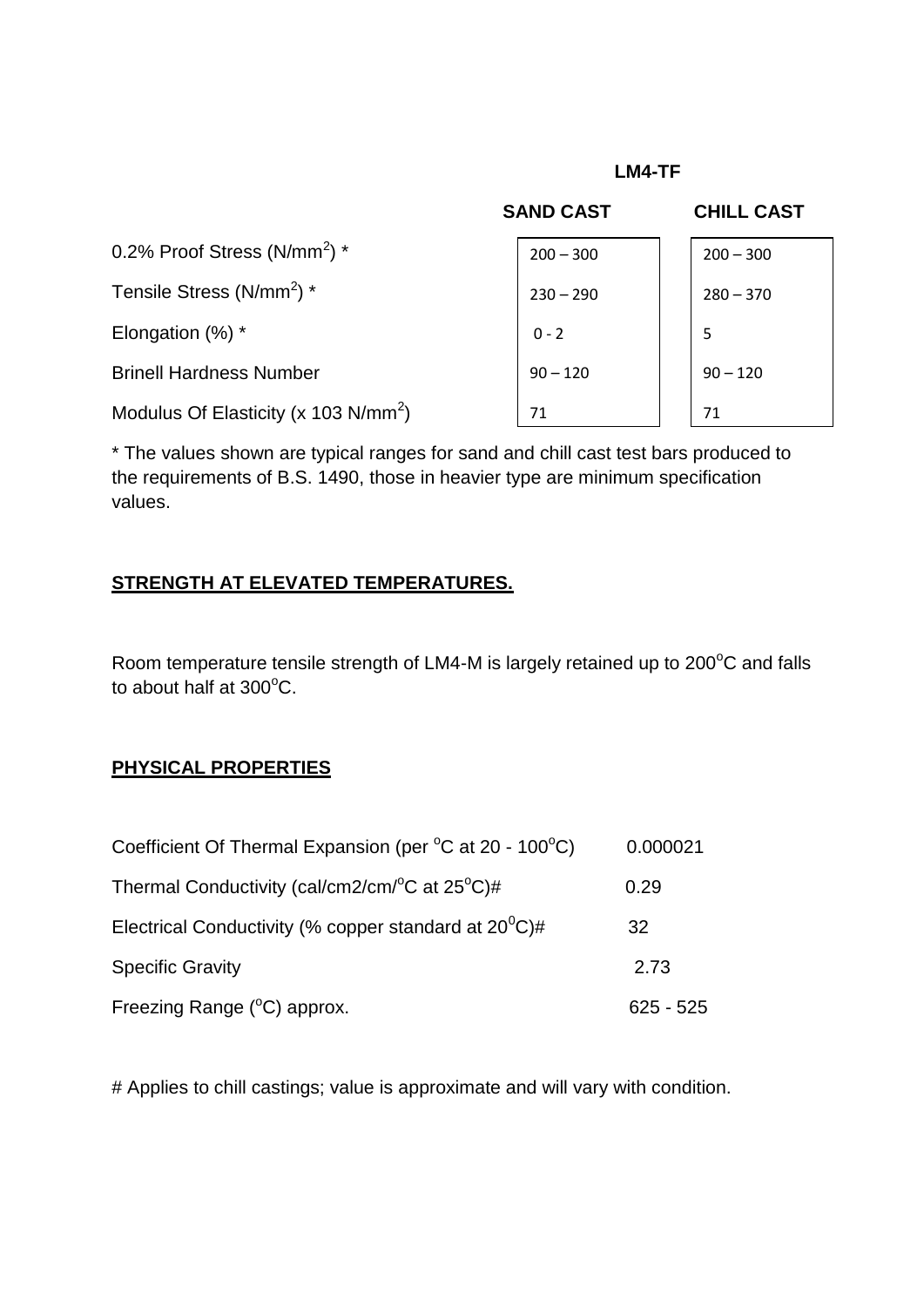| | LM4-TF | |
|---|---|---|
| | **SAND CAST** | **CHILL CAST** |
| 0.2% Proof Stress ($N/mm^2$) * | 200 – 300 | 200 – 300 |
| Tensile Stress ($N/mm^2$) * | 230 – 290 | 280 – 370 |
| Elongation (%) * | 0 - 2 | 5 |
| Brinell Hardness Number | 90 – 120 | 90 – 120 |
| Modulus Of Elasticity (x 103 $N/mm^2$) | 71 | 71 |

* The values shown are typical ranges for sand and chill cast test bars produced to the requirements of B.S. 1490, those in heavier type are minimum specification values.

## STRENGTH AT ELEVATED TEMPERATURES.

Room temperature tensile strength of LM4-M is largely retained up to 200°C and falls to about half at 300°C.

## PHYSICAL PROPERTIES

| | |
|---|---|
| Coefficient Of Thermal Expansion (per °C at 20 - 100°C) | 0.000021 |
| Thermal Conductivity (cal/cm2/cm/°C at 25°C)# | 0.29 |
| Electrical Conductivity (% copper standard at 20°C)# | 32 |
| Specific Gravity | 2.73 |
| Freezing Range (°C) approx. | 625 - 525 |

# Applies to chill castings; value is approximate and will vary with condition.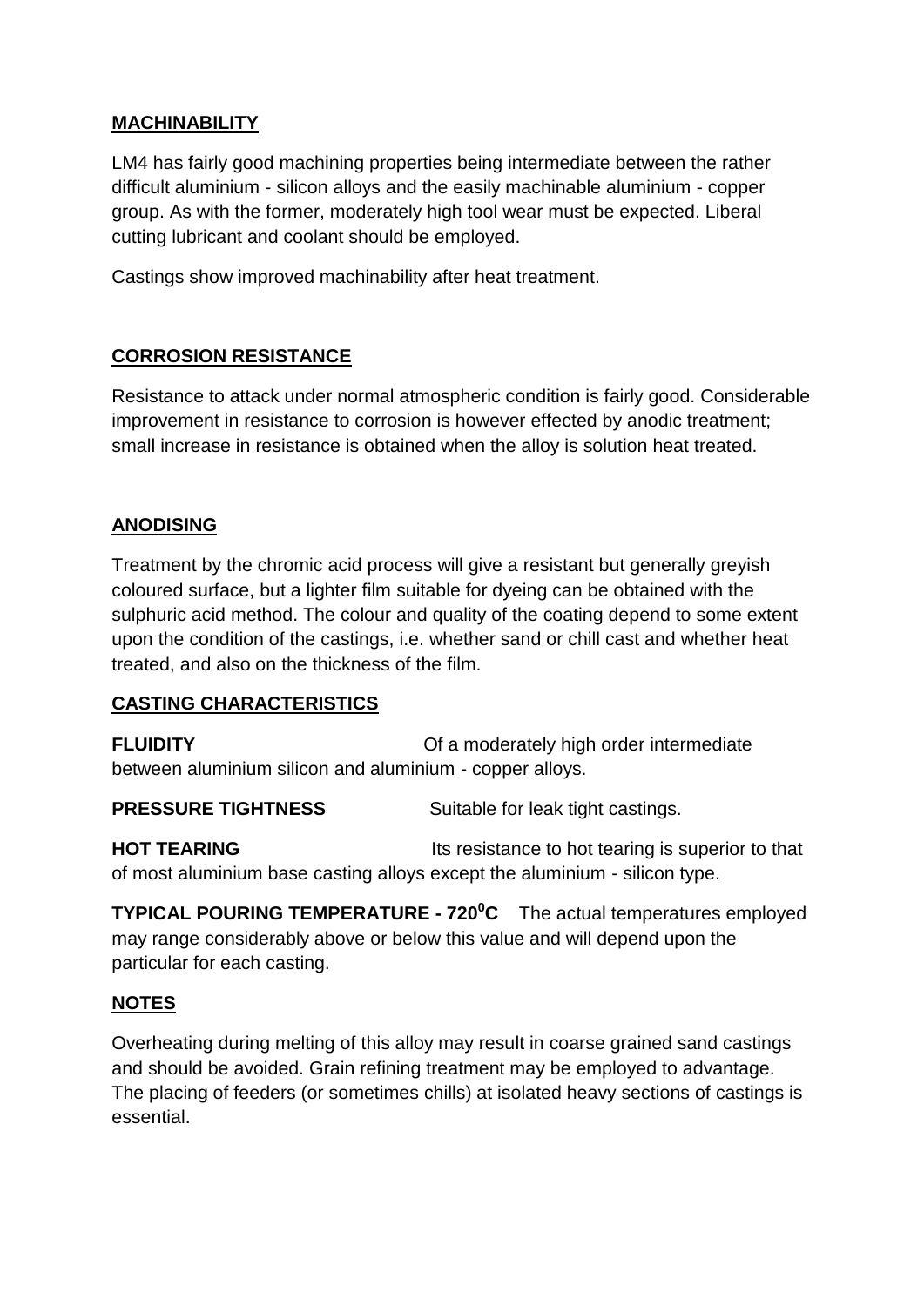## MACHINABILITY

LM4 has fairly good machining properties being intermediate between the rather difficult aluminium - silicon alloys and the easily machinable aluminium - copper group. As with the former, moderately high tool wear must be expected. Liberal cutting lubricant and coolant should be employed.

Castings show improved machinability after heat treatment.

## CORROSION RESISTANCE

Resistance to attack under normal atmospheric condition is fairly good. Considerable improvement in resistance to corrosion is however effected by anodic treatment; small increase in resistance is obtained when the alloy is solution heat treated.

## ANODISING

Treatment by the chromic acid process will give a resistant but generally greyish coloured surface, but a lighter film suitable for dyeing can be obtained with the sulphuric acid method. The colour and quality of the coating depend to some extent upon the condition of the castings, i.e. whether sand or chill cast and whether heat treated, and also on the thickness of the film.

## CASTING CHARACTERISTICS

**FLUIDITY** Of a moderately high order intermediate between aluminium silicon and aluminium - copper alloys.

**PRESSURE TIGHTNESS** Suitable for leak tight castings.

**HOT TEARING** Its resistance to hot tearing is superior to that of most aluminium base casting alloys except the aluminium - silicon type.

**TYPICAL POURING TEMPERATURE - 720$^0$C** The actual temperatures employed may range considerably above or below this value and will depend upon the particular for each casting.

## NOTES

Overheating during melting of this alloy may result in coarse grained sand castings and should be avoided. Grain refining treatment may be employed to advantage. The placing of feeders (or sometimes chills) at isolated heavy sections of castings is essential.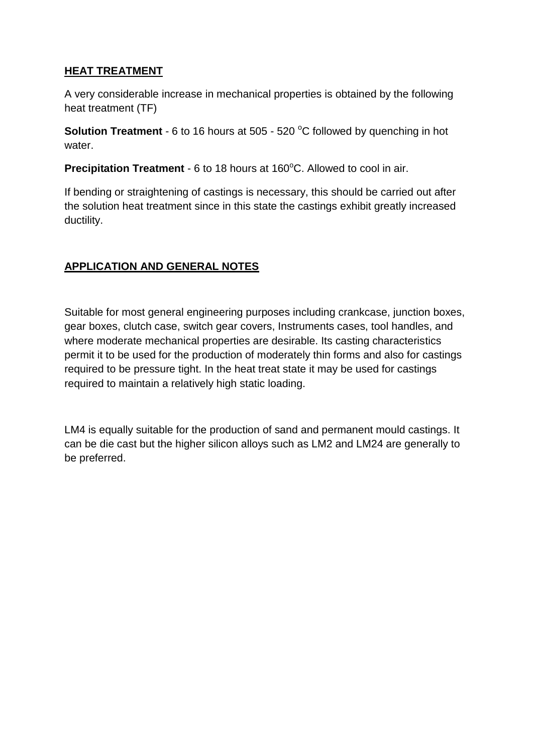## HEAT TREATMENT

A very considerable increase in mechanical properties is obtained by the following heat treatment (TF)

**Solution Treatment** - 6 to 16 hours at 505 - 520 $^{o}$C followed by quenching in hot water.

**Precipitation Treatment** - 6 to 18 hours at 160$^{o}$C. Allowed to cool in air.

If bending or straightening of castings is necessary, this should be carried out after the solution heat treatment since in this state the castings exhibit greatly increased ductility.

## APPLICATION AND GENERAL NOTES

Suitable for most general engineering purposes including crankcase, junction boxes, gear boxes, clutch case, switch gear covers, Instruments cases, tool handles, and where moderate mechanical properties are desirable. Its casting characteristics permit it to be used for the production of moderately thin forms and also for castings required to be pressure tight. In the heat treat state it may be used for castings required to maintain a relatively high static loading.

LM4 is equally suitable for the production of sand and permanent mould castings. It can be die cast but the higher silicon alloys such as LM2 and LM24 are generally to be preferred.